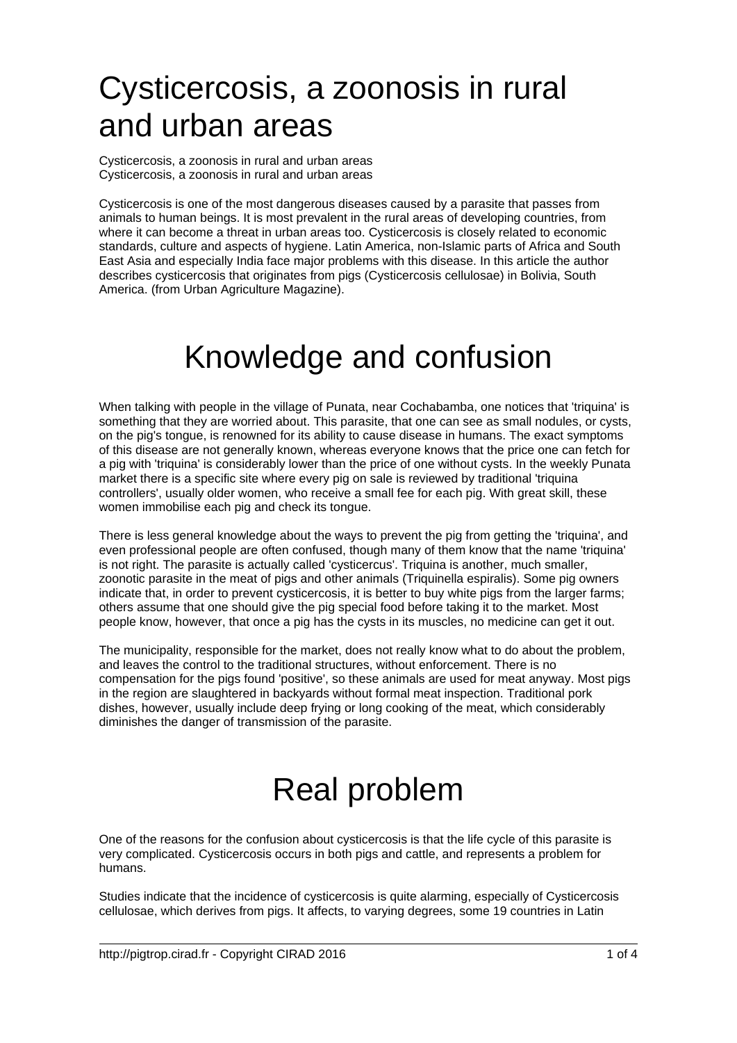# Cysticercosis, a zoonosis in rural and urban areas

Cysticercosis, a zoonosis in rural and urban areas
Cysticercosis, a zoonosis in rural and urban areas

Cysticercosis is one of the most dangerous diseases caused by a parasite that passes from animals to human beings. It is most prevalent in the rural areas of developing countries, from where it can become a threat in urban areas too. Cysticercosis is closely related to economic standards, culture and aspects of hygiene. Latin America, non-Islamic parts of Africa and South East Asia and especially India face major problems with this disease. In this article the author describes cysticercosis that originates from pigs (Cysticercosis cellulosae) in Bolivia, South America. (from Urban Agriculture Magazine).

## Knowledge and confusion

When talking with people in the village of Punata, near Cochabamba, one notices that 'triquina' is something that they are worried about. This parasite, that one can see as small nodules, or cysts, on the pig's tongue, is renowned for its ability to cause disease in humans. The exact symptoms of this disease are not generally known, whereas everyone knows that the price one can fetch for a pig with 'triquina' is considerably lower than the price of one without cysts. In the weekly Punata market there is a specific site where every pig on sale is reviewed by traditional 'triquina controllers', usually older women, who receive a small fee for each pig. With great skill, these women immobilise each pig and check its tongue.

There is less general knowledge about the ways to prevent the pig from getting the 'triquina', and even professional people are often confused, though many of them know that the name 'triquina' is not right. The parasite is actually called 'cysticercus'. Triquina is another, much smaller, zoonotic parasite in the meat of pigs and other animals (Triquinella espiralis). Some pig owners indicate that, in order to prevent cysticercosis, it is better to buy white pigs from the larger farms; others assume that one should give the pig special food before taking it to the market. Most people know, however, that once a pig has the cysts in its muscles, no medicine can get it out.

The municipality, responsible for the market, does not really know what to do about the problem, and leaves the control to the traditional structures, without enforcement. There is no compensation for the pigs found 'positive', so these animals are used for meat anyway. Most pigs in the region are slaughtered in backyards without formal meat inspection. Traditional pork dishes, however, usually include deep frying or long cooking of the meat, which considerably diminishes the danger of transmission of the parasite.

## Real problem

One of the reasons for the confusion about cysticercosis is that the life cycle of this parasite is very complicated. Cysticercosis occurs in both pigs and cattle, and represents a problem for humans.

Studies indicate that the incidence of cysticercosis is quite alarming, especially of Cysticercosis cellulosae, which derives from pigs. It affects, to varying degrees, some 19 countries in Latin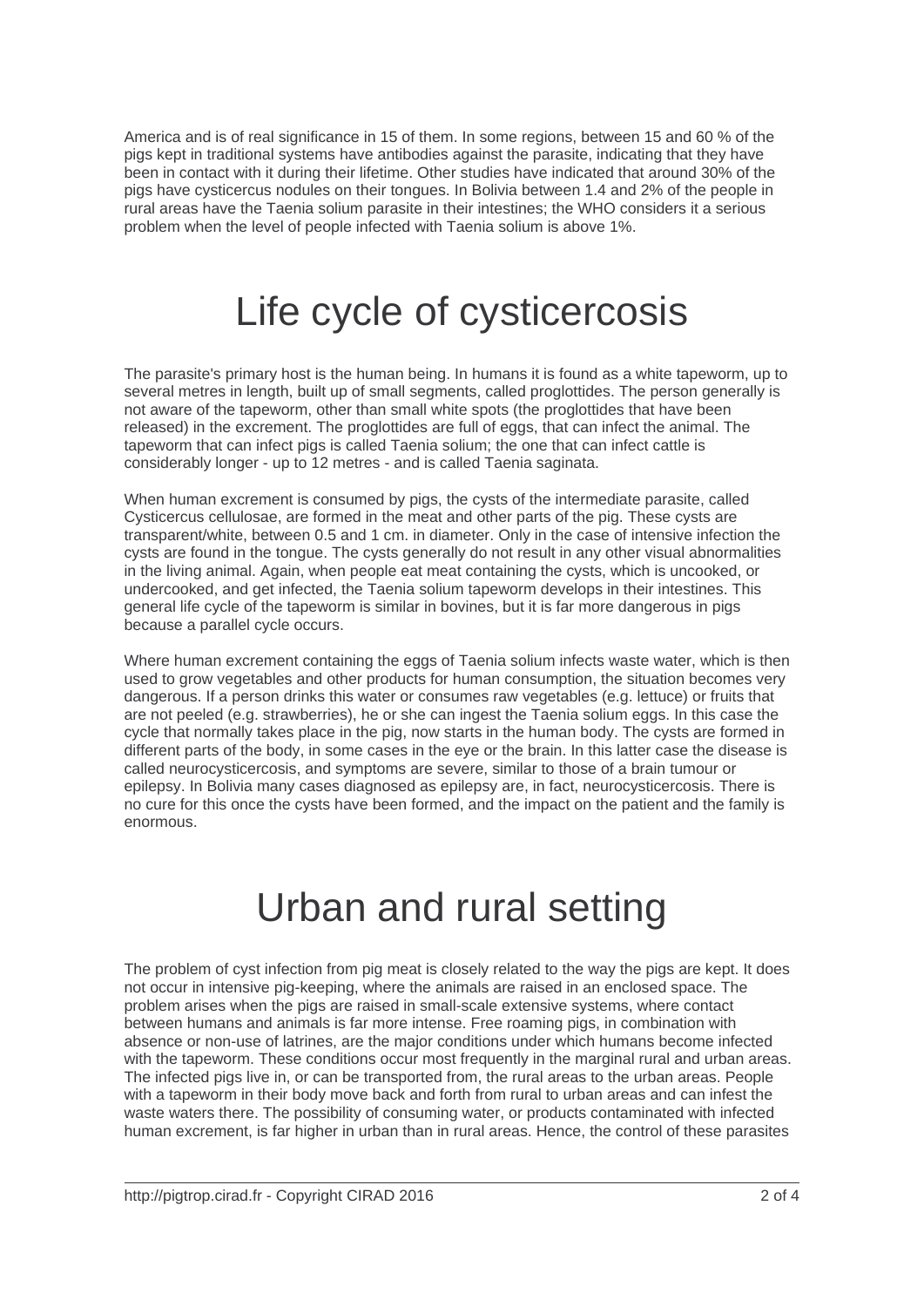America and is of real significance in 15 of them. In some regions, between 15 and 60 % of the pigs kept in traditional systems have antibodies against the parasite, indicating that they have been in contact with it during their lifetime. Other studies have indicated that around 30% of the pigs have cysticercus nodules on their tongues. In Bolivia between 1.4 and 2% of the people in rural areas have the Taenia solium parasite in their intestines; the WHO considers it a serious problem when the level of people infected with Taenia solium is above 1%.

# Life cycle of cysticercosis

The parasite's primary host is the human being. In humans it is found as a white tapeworm, up to several metres in length, built up of small segments, called proglottides. The person generally is not aware of the tapeworm, other than small white spots (the proglottides that have been released) in the excrement. The proglottides are full of eggs, that can infect the animal. The tapeworm that can infect pigs is called Taenia solium; the one that can infect cattle is considerably longer - up to 12 metres - and is called Taenia saginata.

When human excrement is consumed by pigs, the cysts of the intermediate parasite, called Cysticercus cellulosae, are formed in the meat and other parts of the pig. These cysts are transparent/white, between 0.5 and 1 cm. in diameter. Only in the case of intensive infection the cysts are found in the tongue. The cysts generally do not result in any other visual abnormalities in the living animal. Again, when people eat meat containing the cysts, which is uncooked, or undercooked, and get infected, the Taenia solium tapeworm develops in their intestines. This general life cycle of the tapeworm is similar in bovines, but it is far more dangerous in pigs because a parallel cycle occurs.

Where human excrement containing the eggs of Taenia solium infects waste water, which is then used to grow vegetables and other products for human consumption, the situation becomes very dangerous. If a person drinks this water or consumes raw vegetables (e.g. lettuce) or fruits that are not peeled (e.g. strawberries), he or she can ingest the Taenia solium eggs. In this case the cycle that normally takes place in the pig, now starts in the human body. The cysts are formed in different parts of the body, in some cases in the eye or the brain. In this latter case the disease is called neurocysticercosis, and symptoms are severe, similar to those of a brain tumour or epilepsy. In Bolivia many cases diagnosed as epilepsy are, in fact, neurocysticercosis. There is no cure for this once the cysts have been formed, and the impact on the patient and the family is enormous.

# Urban and rural setting

The problem of cyst infection from pig meat is closely related to the way the pigs are kept. It does not occur in intensive pig-keeping, where the animals are raised in an enclosed space. The problem arises when the pigs are raised in small-scale extensive systems, where contact between humans and animals is far more intense. Free roaming pigs, in combination with absence or non-use of latrines, are the major conditions under which humans become infected with the tapeworm. These conditions occur most frequently in the marginal rural and urban areas. The infected pigs live in, or can be transported from, the rural areas to the urban areas. People with a tapeworm in their body move back and forth from rural to urban areas and can infest the waste waters there. The possibility of consuming water, or products contaminated with infected human excrement, is far higher in urban than in rural areas. Hence, the control of these parasites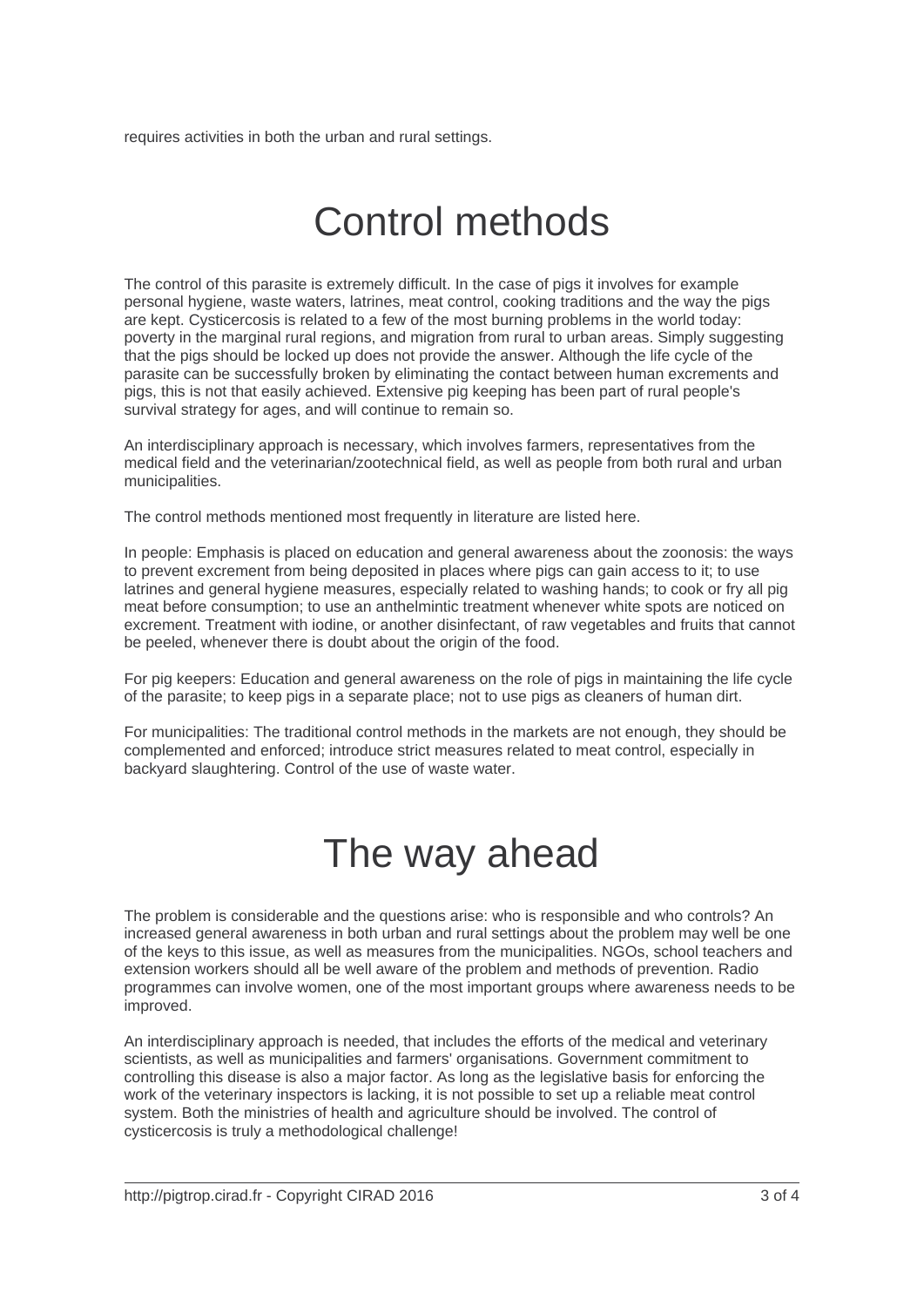requires activities in both the urban and rural settings.

# Control methods

The control of this parasite is extremely difficult. In the case of pigs it involves for example personal hygiene, waste waters, latrines, meat control, cooking traditions and the way the pigs are kept. Cysticercosis is related to a few of the most burning problems in the world today: poverty in the marginal rural regions, and migration from rural to urban areas. Simply suggesting that the pigs should be locked up does not provide the answer. Although the life cycle of the parasite can be successfully broken by eliminating the contact between human excrements and pigs, this is not that easily achieved. Extensive pig keeping has been part of rural people's survival strategy for ages, and will continue to remain so.

An interdisciplinary approach is necessary, which involves farmers, representatives from the medical field and the veterinarian/zootechnical field, as well as people from both rural and urban municipalities.

The control methods mentioned most frequently in literature are listed here.

In people: Emphasis is placed on education and general awareness about the zoonosis: the ways to prevent excrement from being deposited in places where pigs can gain access to it; to use latrines and general hygiene measures, especially related to washing hands; to cook or fry all pig meat before consumption; to use an anthelmintic treatment whenever white spots are noticed on excrement. Treatment with iodine, or another disinfectant, of raw vegetables and fruits that cannot be peeled, whenever there is doubt about the origin of the food.

For pig keepers: Education and general awareness on the role of pigs in maintaining the life cycle of the parasite; to keep pigs in a separate place; not to use pigs as cleaners of human dirt.

For municipalities: The traditional control methods in the markets are not enough, they should be complemented and enforced; introduce strict measures related to meat control, especially in backyard slaughtering. Control of the use of waste water.

# The way ahead

The problem is considerable and the questions arise: who is responsible and who controls? An increased general awareness in both urban and rural settings about the problem may well be one of the keys to this issue, as well as measures from the municipalities. NGOs, school teachers and extension workers should all be well aware of the problem and methods of prevention. Radio programmes can involve women, one of the most important groups where awareness needs to be improved.

An interdisciplinary approach is needed, that includes the efforts of the medical and veterinary scientists, as well as municipalities and farmers' organisations. Government commitment to controlling this disease is also a major factor. As long as the legislative basis for enforcing the work of the veterinary inspectors is lacking, it is not possible to set up a reliable meat control system. Both the ministries of health and agriculture should be involved. The control of cysticercosis is truly a methodological challenge!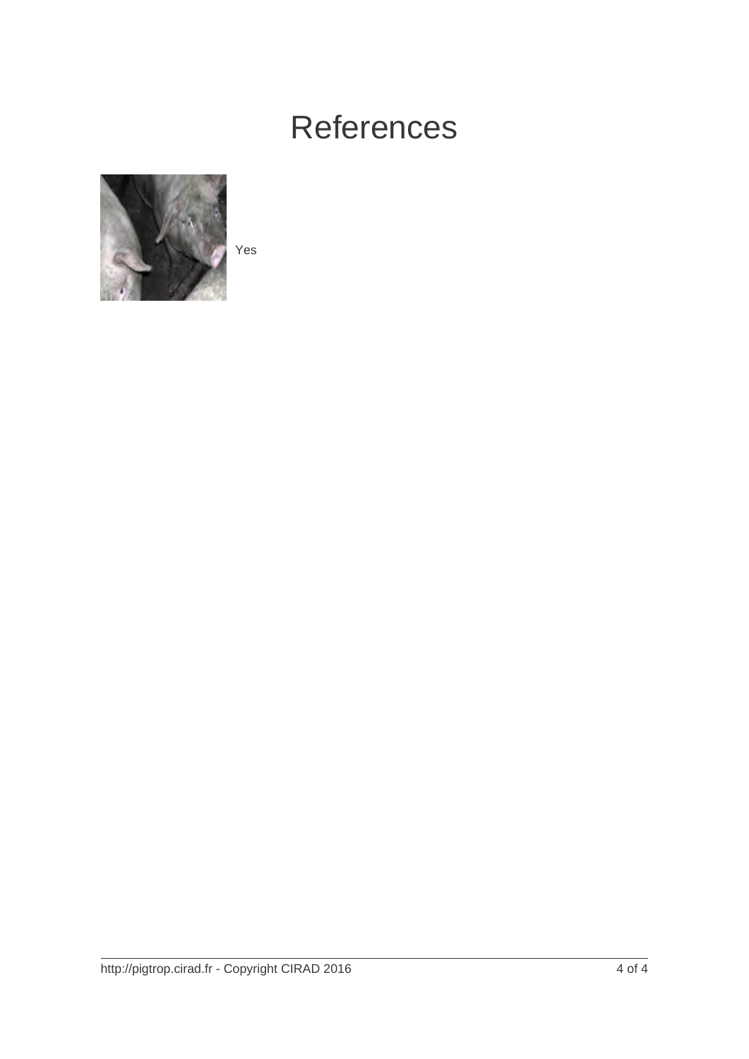# References

Yes